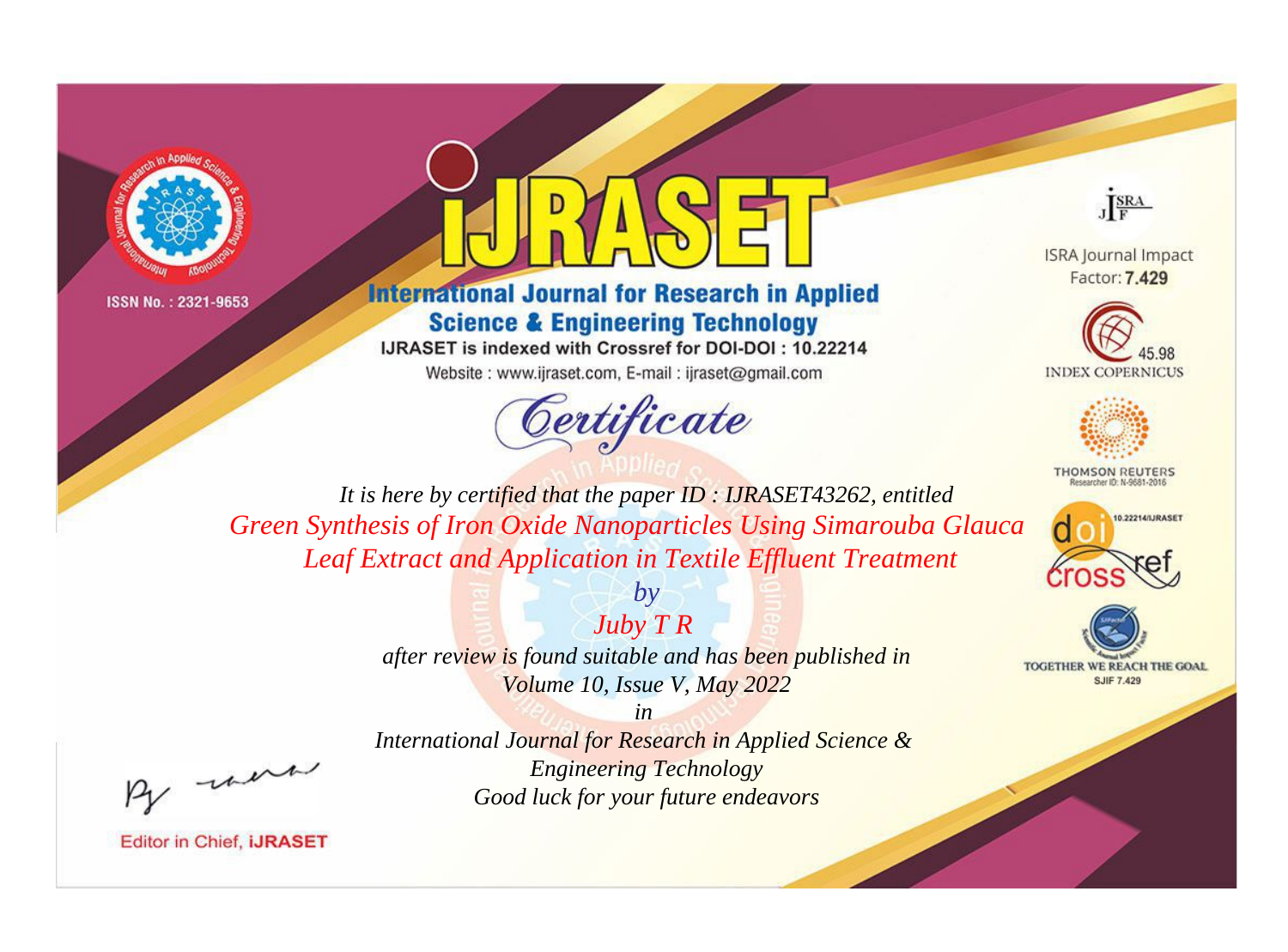ISSN No. : 2321-9653

# iJRASET

## International Journal for Research in Applied Science & Engineering Technology

IJRASET is indexed with Crossref for DOI-DOI : 10.22214

Website : www.ijraset.com, E-mail : ijraset@gmail.com

ISRA Journal Impact Factor: **7.429**

45.98 INDEX COPERNICUS

THOMSON REUTERS Researcher ID: N-9681-2016

10.22214/IJRASET

TOGETHER WE REACH THE GOAL SJIF 7.429

# *Certificate*

*It is here by certified that the paper ID : IJRASET43262, entitled*

*Green Synthesis of Iron Oxide Nanoparticles Using Simarouba Glauca Leaf Extract and Application in Textile Effluent Treatment*

*by*

*Juby T R*

*after review is found suitable and has been published in*

*Volume 10, Issue V, May 2022*

*in*

*International Journal for Research in Applied Science & Engineering Technology*

*Good luck for your future endeavors*

Editor in Chief, **iJRASET**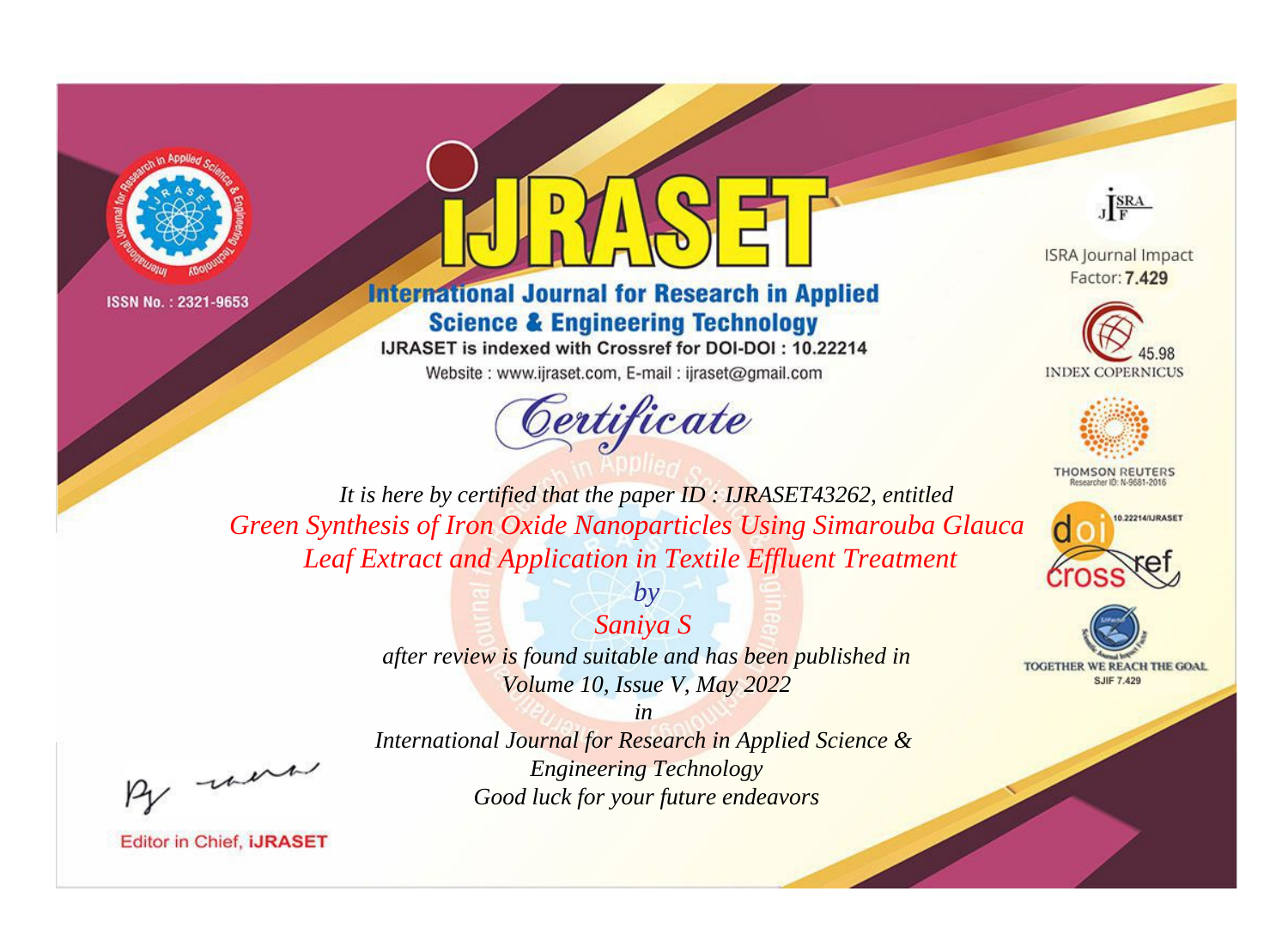ISSN No. : 2321-9653

# iJRASET

## International Journal for Research in Applied Science & Engineering Technology

IJRASET is indexed with Crossref for DOI-DOI : 10.22214

Website : www.ijraset.com, E-mail : ijraset@gmail.com

# Certificate

*It is here by certified that the paper ID : IJRASET43262, entitled*

*Green Synthesis of Iron Oxide Nanoparticles Using Simarouba Glauca Leaf Extract and Application in Textile Effluent Treatment*

*by*

*Saniya S*

*after review is found suitable and has been published in*

*Volume 10, Issue V, May 2022*

*in*

*International Journal for Research in Applied Science & Engineering Technology*

*Good luck for your future endeavors*

Editor in Chief, iJRASET

ISRA Journal Impact Factor: **7.429**

45.98 INDEX COPERNICUS

THOMSON REUTERS Researcher ID: N-9681-2016

10.22214/IJRASET

TOGETHER WE REACH THE GOAL SJIF 7.429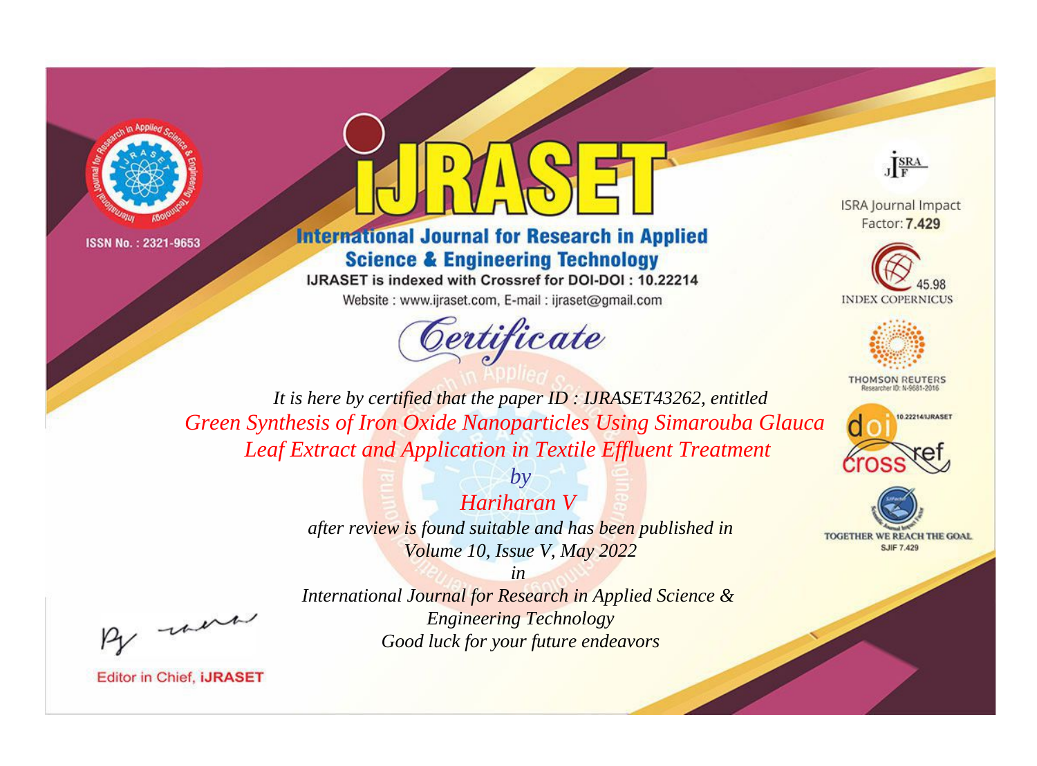ISSN No. : 2321-9653

# iJRASET

## International Journal for Research in Applied Science & Engineering Technology

IJRASET is indexed with Crossref for DOI-DOI : 10.22214

Website : www.ijraset.com, E-mail : ijraset@gmail.com

ISRA Journal Impact Factor: **7.429**

45.98 INDEX COPERNICUS

THOMSON REUTERS Researcher ID: N-9681-2016

10.22214/IJRASET

TOGETHER WE REACH THE GOAL SJIF 7.429

*Certificate*

*It is here by certified that the paper ID : IJRASET43262, entitled*

*Green Synthesis of Iron Oxide Nanoparticles Using Simarouba Glauca Leaf Extract and Application in Textile Effluent Treatment*

*by*

*Hariharan V*

*after review is found suitable and has been published in*

*Volume 10, Issue V, May 2022*

*in*

*International Journal for Research in Applied Science & Engineering Technology*

*Good luck for your future endeavors*

Editor in Chief, **iJRASET**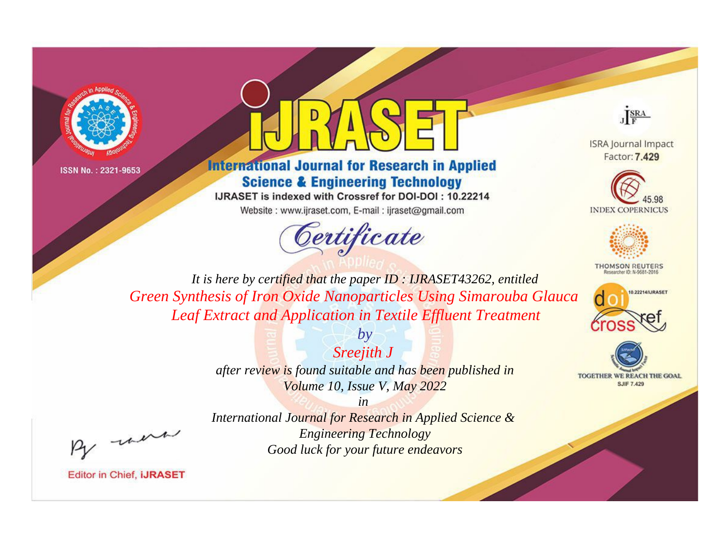ISSN No. : 2321-9653

# iJRASET

## International Journal for Research in Applied Science & Engineering Technology

IJRASET is indexed with Crossref for DOI-DOI : 10.22214

Website : www.ijraset.com, E-mail : ijraset@gmail.com

*Certificate*

*It is here by certified that the paper ID : IJRASET43262, entitled*

*Green Synthesis of Iron Oxide Nanoparticles Using Simarouba Glauca Leaf Extract and Application in Textile Effluent Treatment*

*by*

*Sreejith J*

*after review is found suitable and has been published in*

*Volume 10, Issue V, May 2022*

*in*

*International Journal for Research in Applied Science & Engineering Technology*

*Good luck for your future endeavors*

ISRA Journal Impact Factor: **7.429**

45.98 INDEX COPERNICUS

THOMSON REUTERS Researcher ID: N-9681-2016

10.22214/IJRASET

TOGETHER WE REACH THE GOAL SJIF 7.429

Editor in Chief, **iJRASET**